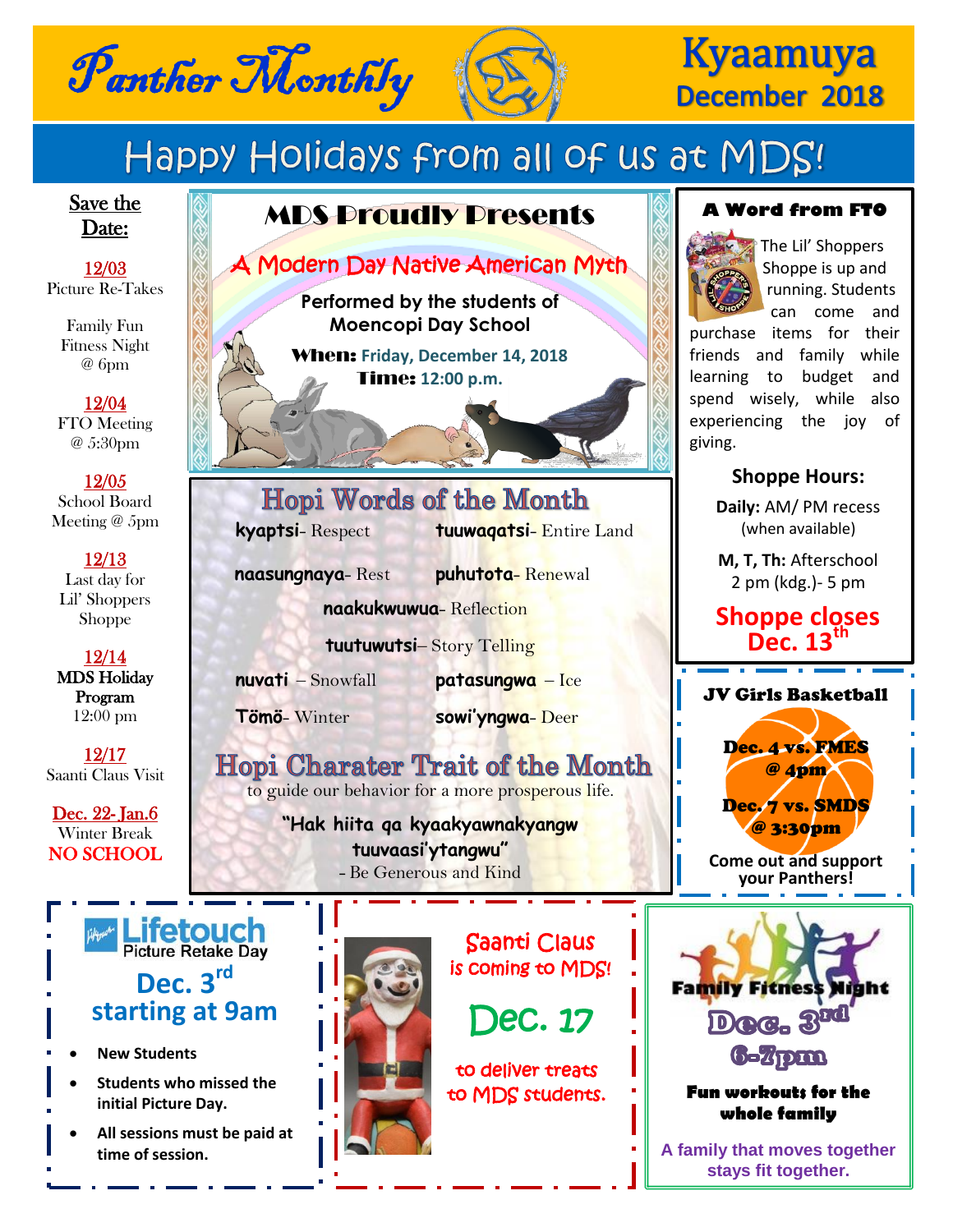# Panther Monthly

## Kyaamuya December 2018

# Happy Holidays from all of us at MDS!

## Save the Date:

**12/03**
Picture Re-Takes

Family Fun Fitness Night @ 6pm

**12/04**
FTO Meeting @ 5:30pm

**12/05**
School Board Meeting @ 5pm

**12/13**
Last day for Lil' Shoppers Shoppe

**12/14**
MDS Holiday Program
12:00 pm

**12/17**
Saanti Claus Visit

**Dec. 22- Jan.6**
Winter Break
NO SCHOOL

## MDS Proudly Presents

### A Modern Day Native American Myth

**Performed by the students of Moencopi Day School**

**When:** Friday, December 14, 2018
**Time:** 12:00 p.m.

## Hopi Words of the Month

**kyaptsi**- Respect
**tuuwaqatsi**- Entire Land
**naasungnaya**- Rest
**puhutota**- Renewal
**naakukwuwua**- Reflection
**tuutuwutsi**– Story Telling
**nuvati** – Snowfall
**patasungwa** – Ice
**Tömö**- Winter
**sowi'yngwa**- Deer

## Hopi Charater Trait of the Month

to guide our behavior for a more prosperous life.

**"Hak hiita qa kyaakyawnakyangw tuuvaasi'ytangwu"**
- Be Generous and Kind

## A Word from FTO

The Lil' Shoppers Shoppe is up and running. Students can come and purchase items for their friends and family while learning to budget and spend wisely, while also experiencing the joy of giving.

### Shoppe Hours:

**Daily:** AM/ PM recess (when available)

**M, T, Th:** Afterschool 2 pm (kdg.)- 5 pm

**Shoppe closes Dec. 13th**

## JV Girls Basketball

**Dec. 4 vs. FMES @ 4pm**

**Dec. 7 vs. SMDS @ 3:30pm**

**Come out and support your Panthers!**

## Lifetouch Picture Retake Day

### Dec. 3rd starting at 9am

- **New Students**
- **Students who missed the initial Picture Day.**
- **All sessions must be paid at time of session.**

## Saanti Claus is coming to MDS!

### Dec. 17

to deliver treats to MDS students.

## Family Fitness Night

### Dec. 3rd 6-7pm

**Fun workouts for the whole family**

**A family that moves together stays fit together.**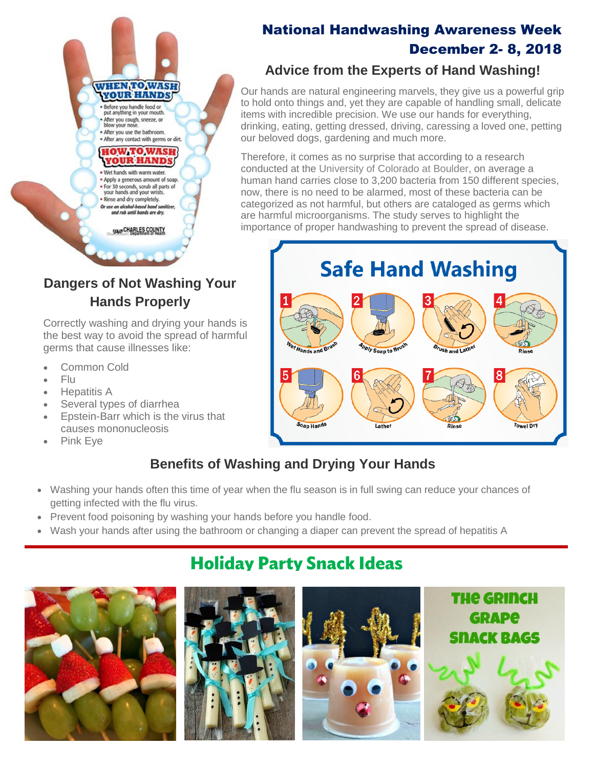# National Handwashing Awareness Week December 2- 8, 2018

## Advice from the Experts of Hand Washing!

Our hands are natural engineering marvels, they give us a powerful grip to hold onto things and, yet they are capable of handling small, delicate items with incredible precision. We use our hands for everything, drinking, eating, getting dressed, driving, caressing a loved one, petting our beloved dogs, gardening and much more.

Therefore, it comes as no surprise that according to a research conducted at the University of Colorado at Boulder, on average a human hand carries close to 3,200 bacteria from 150 different species, now, there is no need to be alarmed, most of these bacteria can be categorized as not harmful, but others are cataloged as germs which are harmful microorganisms. The study serves to highlight the importance of proper handwashing to prevent the spread of disease.

**WHEN TO WASH YOUR HANDS**

- Before you handle food or put anything in your mouth.
- After you cough, sneeze, or blow your nose.
- After you use the bathroom.
- After any contact with germs or dirt.

**HOW TO WASH YOUR HANDS**

- Wet hands with warm water.
- Apply a generous amount of soap.
- For 30 seconds, scrub all parts of your hands and your wrists.
- Rinse and dry completely.

*Or use an alcohol-based hand sanitizer, and rub until hands are dry.*

CHARLES COUNTY Department of Health

## Dangers of Not Washing Your Hands Properly

Correctly washing and drying your hands is the best way to avoid the spread of harmful germs that cause illnesses like:

- Common Cold
- Flu
- Hepatitis A
- Several types of diarrhea
- Epstein-Barr which is the virus that causes mononucleosis
- Pink Eye

**Safe Hand Washing**

1. Wet Hands and Brush
2. Apply Soap to Brush
3. Brush and Lather
4. Rinse
5. Soap Hands
6. Lather
7. Rinse
8. Towel Dry

## Benefits of Washing and Drying Your Hands

- Washing your hands often this time of year when the flu season is in full swing can reduce your chances of getting infected with the flu virus.
- Prevent food poisoning by washing your hands before you handle food.
- Wash your hands after using the bathroom or changing a diaper can prevent the spread of hepatitis A

## Holiday Party Snack Ideas

The Grinch Grape Snack Bags